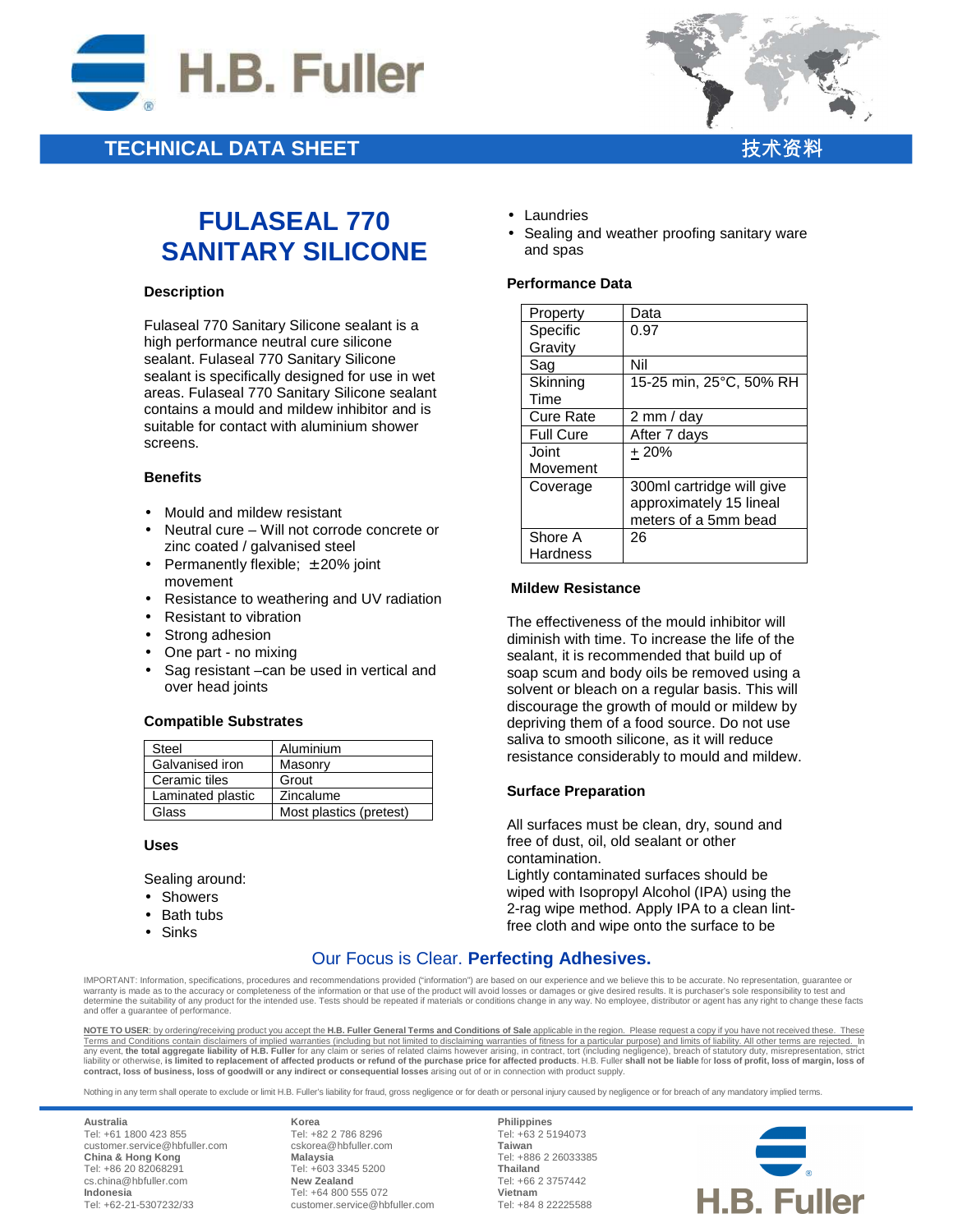TECHNICAL DATA SHEET 技术资料

# FULASEAL 770 SANITARY SILICONE

### Description

Fulaseal 770 Sanitary Silicone sealant is a high performance neutral cure silicone sealant. Fulaseal 770 Sanitary Silicone sealant is specifically designed for use in wet areas. Fulaseal 770 Sanitary Silicone sealant contains a mould and mildew inhibitor and is suitable for contact with aluminium shower screens.

### Benefits

- Mould and mildew resistant
- Neutral cure – Will not corrode concrete or zinc coated / galvanised steel
- Permanently flexible; ±20% joint movement
- Resistance to weathering and UV radiation
- Resistant to vibration
- Strong adhesion
- One part - no mixing
- Sag resistant –can be used in vertical and over head joints

### Compatible Substrates

| Steel | Aluminium |
|---|---|
| Galvanised iron | Masonry |
| Ceramic tiles | Grout |
| Laminated plastic | Zincalume |
| Glass | Most plastics (pretest) |

### Uses

Sealing around:

- Showers
- Bath tubs
- Sinks
- Laundries
- Sealing and weather proofing sanitary ware and spas

### Performance Data

| Property | Data |
|---|---|
| Specific Gravity | 0.97 |
| Sag | Nil |
| Skinning Time | 15-25 min, 25°C, 50% RH |
| Cure Rate | 2 mm / day |
| Full Cure | After 7 days |
| Joint Movement | ± 20% |
| Coverage | 300ml cartridge will give approximately 15 lineal meters of a 5mm bead |
| Shore A Hardness | 26 |

### Mildew Resistance

The effectiveness of the mould inhibitor will diminish with time. To increase the life of the sealant, it is recommended that build up of soap scum and body oils be removed using a solvent or bleach on a regular basis. This will discourage the growth of mould or mildew by depriving them of a food source. Do not use saliva to smooth silicone, as it will reduce resistance considerably to mould and mildew.

### Surface Preparation

All surfaces must be clean, dry, sound and free of dust, oil, old sealant or other contamination.
Lightly contaminated surfaces should be wiped with Isopropyl Alcohol (IPA) using the 2-rag wipe method. Apply IPA to a clean lint-free cloth and wipe onto the surface to be

Our Focus is Clear. **Perfecting Adhesives.**

IMPORTANT: Information, specifications, procedures and recommendations provided ("information") are based on our experience and we believe this to be accurate. No representation, guarantee or warranty is made as to the accuracy or completeness of the information or that use of the product will avoid losses or damages or give desired results. It is purchaser's sole responsibility to test and determine the suitability of any product for the intended use. Tests should be repeated if materials or conditions change in any way. No employee, distributor or agent has any right to change these facts and offer a guarantee of performance.

NOTE TO USER: by ordering/receiving product you accept the **H.B. Fuller General Terms and Conditions of Sale** applicable in the region. Please request a copy if you have not received these. These Terms and Conditions contain disclaimers of implied warranties (including but not limited to disclaiming warranties of fitness for a particular purpose) and limits of liability. All other terms are rejected. In any event, **the total aggregate liability of H.B. Fuller** for any claim or series of related claims however arising, in contract, tort (including negligence), breach of statutory duty, misrepresentation, strict liability or otherwise, **is limited to replacement of affected products or refund of the purchase price for affected products**. H.B. Fuller **shall not be liable** for **loss of profit, loss of margin, loss of contract, loss of business, loss of goodwill or any indirect or consequential losses** arising out of or in connection with product supply.

Nothing in any term shall operate to exclude or limit H.B. Fuller's liability for fraud, gross negligence or for death or personal injury caused by negligence or for breach of any mandatory implied terms.

**Australia**
Tel: +61 1800 423 855
customer.service@hbfuller.com
**China & Hong Kong**
Tel: +86 20 82068291
cs.china@hbfuller.com
**Indonesia**
Tel: +62-21-5307232/33

**Korea**
Tel: +82 2 786 8296
cskorea@hbfuller.com
**Malaysia**
Tel: +603 3345 5200
**New Zealand**
Tel: +64 800 555 072
customer.service@hbfuller.com

**Philippines**
Tel: +63 2 5194073
**Taiwan**
Tel: +886 2 26033385
**Thailand**
Tel: +66 2 3757442
**Vietnam**
Tel: +84 8 22225588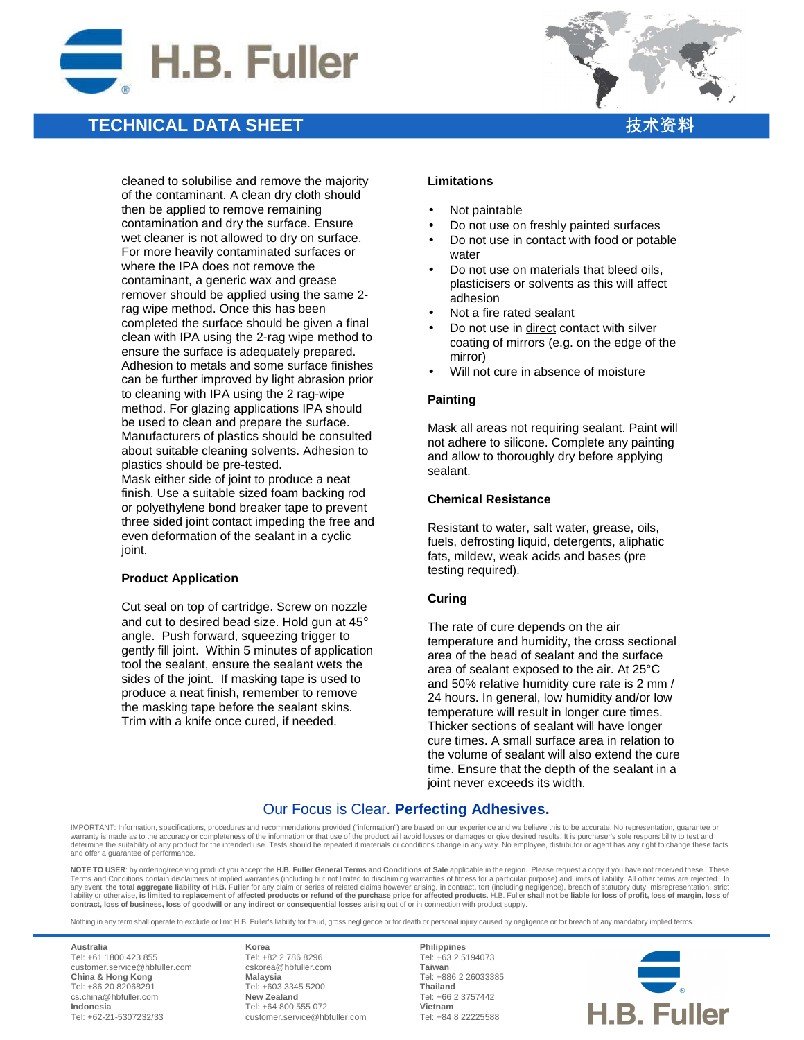cleaned to solubilise and remove the majority of the contaminant. A clean dry cloth should then be applied to remove remaining contamination and dry the surface. Ensure wet cleaner is not allowed to dry on surface. For more heavily contaminated surfaces or where the IPA does not remove the contaminant, a generic wax and grease remover should be applied using the same 2-rag wipe method. Once this has been completed the surface should be given a final clean with IPA using the 2-rag wipe method to ensure the surface is adequately prepared. Adhesion to metals and some surface finishes can be further improved by light abrasion prior to cleaning with IPA using the 2 rag-wipe method. For glazing applications IPA should be used to clean and prepare the surface. Manufacturers of plastics should be consulted about suitable cleaning solvents. Adhesion to plastics should be pre-tested.
Mask either side of joint to produce a neat finish. Use a suitable sized foam backing rod or polyethylene bond breaker tape to prevent three sided joint contact impeding the free and even deformation of the sealant in a cyclic joint.

**Product Application**

Cut seal on top of cartridge. Screw on nozzle and cut to desired bead size. Hold gun at 45° angle. Push forward, squeezing trigger to gently fill joint. Within 5 minutes of application tool the sealant, ensure the sealant wets the sides of the joint. If masking tape is used to produce a neat finish, remember to remove the masking tape before the sealant skins. Trim with a knife once cured, if needed.

**Limitations**

- Not paintable
- Do not use on freshly painted surfaces
- Do not use in contact with food or potable water
- Do not use on materials that bleed oils, plasticisers or solvents as this will affect adhesion
- Not a fire rated sealant
- Do not use in direct contact with silver coating of mirrors (e.g. on the edge of the mirror)
- Will not cure in absence of moisture

**Painting**

Mask all areas not requiring sealant. Paint will not adhere to silicone. Complete any painting and allow to thoroughly dry before applying sealant.

**Chemical Resistance**

Resistant to water, salt water, grease, oils, fuels, defrosting liquid, detergents, aliphatic fats, mildew, weak acids and bases (pre testing required).

**Curing**

The rate of cure depends on the air temperature and humidity, the cross sectional area of the bead of sealant and the surface area of sealant exposed to the air. At 25°C and 50% relative humidity cure rate is 2 mm / 24 hours. In general, low humidity and/or low temperature will result in longer cure times. Thicker sections of sealant will have longer cure times. A small surface area in relation to the volume of sealant will also extend the cure time. Ensure that the depth of the sealant in a joint never exceeds its width.

Our Focus is Clear. **Perfecting Adhesives.**

IMPORTANT: Information, specifications, procedures and recommendations provided ("information") are based on our experience and we believe this to be accurate. No representation, guarantee or warranty is made as to the accuracy or completeness of the information or that use of the product will avoid losses or damages or give desired results. It is purchaser's sole responsibility to test and determine the suitability of any product for the intended use. Tests should be repeated if materials or conditions change in any way. No employee, distributor or agent has any right to change these facts and offer a guarantee of performance.

NOTE TO USER: by ordering/receiving product you accept the **H.B. Fuller General Terms and Conditions of Sale** applicable in the region. Please request a copy if you have not received these. These Terms and Conditions contain disclaimers of implied warranties (including but not limited to disclaiming warranties of fitness for a particular purpose) and limits of liability. All other terms are rejected. In any event, **the total aggregate liability of H.B. Fuller** for any claim or series of related claims however arising, in contract, tort (including negligence), breach of statutory duty, misrepresentation, strict liability or otherwise, **is limited to replacement of affected products or refund of the purchase price for affected products**. H.B. Fuller **shall not be liable** for **loss of profit, loss of margin, loss of contract, loss of business, loss of goodwill or any indirect or consequential losses** arising out of or in connection with product supply.

Nothing in any term shall operate to exclude or limit H.B. Fuller's liability for fraud, gross negligence or for death or personal injury caused by negligence or for breach of any mandatory implied terms.

**Australia**
Tel: +61 1800 423 855
customer.service@hbfuller.com
**China & Hong Kong**
Tel: +86 20 82068291
cs.china@hbfuller.com
**Indonesia**
Tel: +62-21-5307232/33

**Korea**
Tel: +82 2 786 8296
cskorea@hbfuller.com
**Malaysia**
Tel: +603 3345 5200
**New Zealand**
Tel: +64 800 555 072
customer.service@hbfuller.com

**Philippines**
Tel: +63 2 5194073
**Taiwan**
Tel: +886 2 26033385
**Thailand**
Tel: +66 2 3757442
**Vietnam**
Tel: +84 8 22225588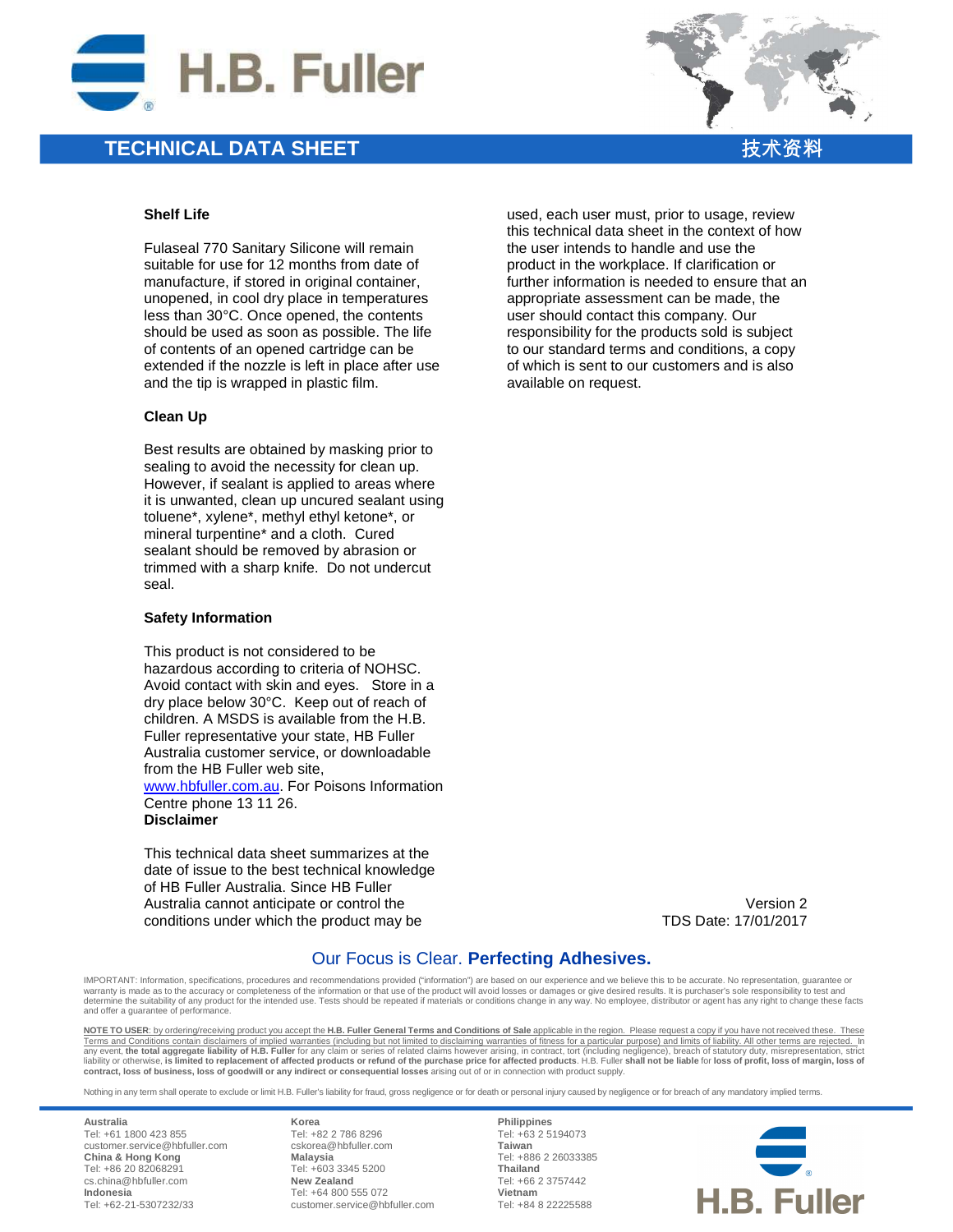### Shelf Life

Fulaseal 770 Sanitary Silicone will remain suitable for use for 12 months from date of manufacture, if stored in original container, unopened, in cool dry place in temperatures less than 30°C. Once opened, the contents should be used as soon as possible. The life of contents of an opened cartridge can be extended if the nozzle is left in place after use and the tip is wrapped in plastic film.

### Clean Up

Best results are obtained by masking prior to sealing to avoid the necessity for clean up. However, if sealant is applied to areas where it is unwanted, clean up uncured sealant using toluene*, xylene*, methyl ethyl ketone*, or mineral turpentine* and a cloth. Cured sealant should be removed by abrasion or trimmed with a sharp knife. Do not undercut seal.

### Safety Information

This product is not considered to be hazardous according to criteria of NOHSC. Avoid contact with skin and eyes. Store in a dry place below 30°C. Keep out of reach of children. A MSDS is available from the H.B. Fuller representative your state, HB Fuller Australia customer service, or downloadable from the HB Fuller web site, www.hbfuller.com.au. For Poisons Information Centre phone 13 11 26.

### Disclaimer

This technical data sheet summarizes at the date of issue to the best technical knowledge of HB Fuller Australia. Since HB Fuller Australia cannot anticipate or control the conditions under which the product may be used, each user must, prior to usage, review this technical data sheet in the context of how the user intends to handle and use the product in the workplace. If clarification or further information is needed to ensure that an appropriate assessment can be made, the user should contact this company. Our responsibility for the products sold is subject to our standard terms and conditions, a copy of which is sent to our customers and is also available on request.

Version 2
TDS Date: 17/01/2017

Our Focus is Clear. **Perfecting Adhesives.**

IMPORTANT: Information, specifications, procedures and recommendations provided ("information") are based on our experience and we believe this to be accurate. No representation, guarantee or warranty is made as to the accuracy or completeness of the information or that use of the product will avoid losses or damages or give desired results. It is purchaser's sole responsibility to test and determine the suitability of any product for the intended use. Tests should be repeated if materials or conditions change in any way. No employee, distributor or agent has any right to change these facts and offer a guarantee of performance.

NOTE TO USER: by ordering/receiving product you accept the **H.B. Fuller General Terms and Conditions of Sale** applicable in the region. Please request a copy if you have not received these. These Terms and Conditions contain disclaimers of implied warranties (including but not limited to disclaiming warranties of fitness for a particular purpose) and limits of liability. All other terms are rejected. In any event, **the total aggregate liability of H.B. Fuller** for any claim or series of related claims however arising, in contract, tort (including negligence), breach of statutory duty, misrepresentation, strict liability or otherwise, **is limited to replacement of affected products or refund of the purchase price for affected products**. H.B. Fuller **shall not be liable** for **loss of profit, loss of margin, loss of contract, loss of business, loss of goodwill or any indirect or consequential losses** arising out of or in connection with product supply.

Nothing in any term shall operate to exclude or limit H.B. Fuller's liability for fraud, gross negligence or for death or personal injury caused by negligence or for breach of any mandatory implied terms.

**Australia**
Tel: +61 1800 423 855
customer.service@hbfuller.com
**China & Hong Kong**
Tel: +86 20 82068291
cs.china@hbfuller.com
**Indonesia**
Tel: +62-21-5307232/33

**Korea**
Tel: +82 2 786 8296
cskorea@hbfuller.com
**Malaysia**
Tel: +603 3345 5200
**New Zealand**
Tel: +64 800 555 072
customer.service@hbfuller.com

**Philippines**
Tel: +63 2 5194073
**Taiwan**
Tel: +886 2 26033385
**Thailand**
Tel: +66 2 3757442
**Vietnam**
Tel: +84 8 22225588